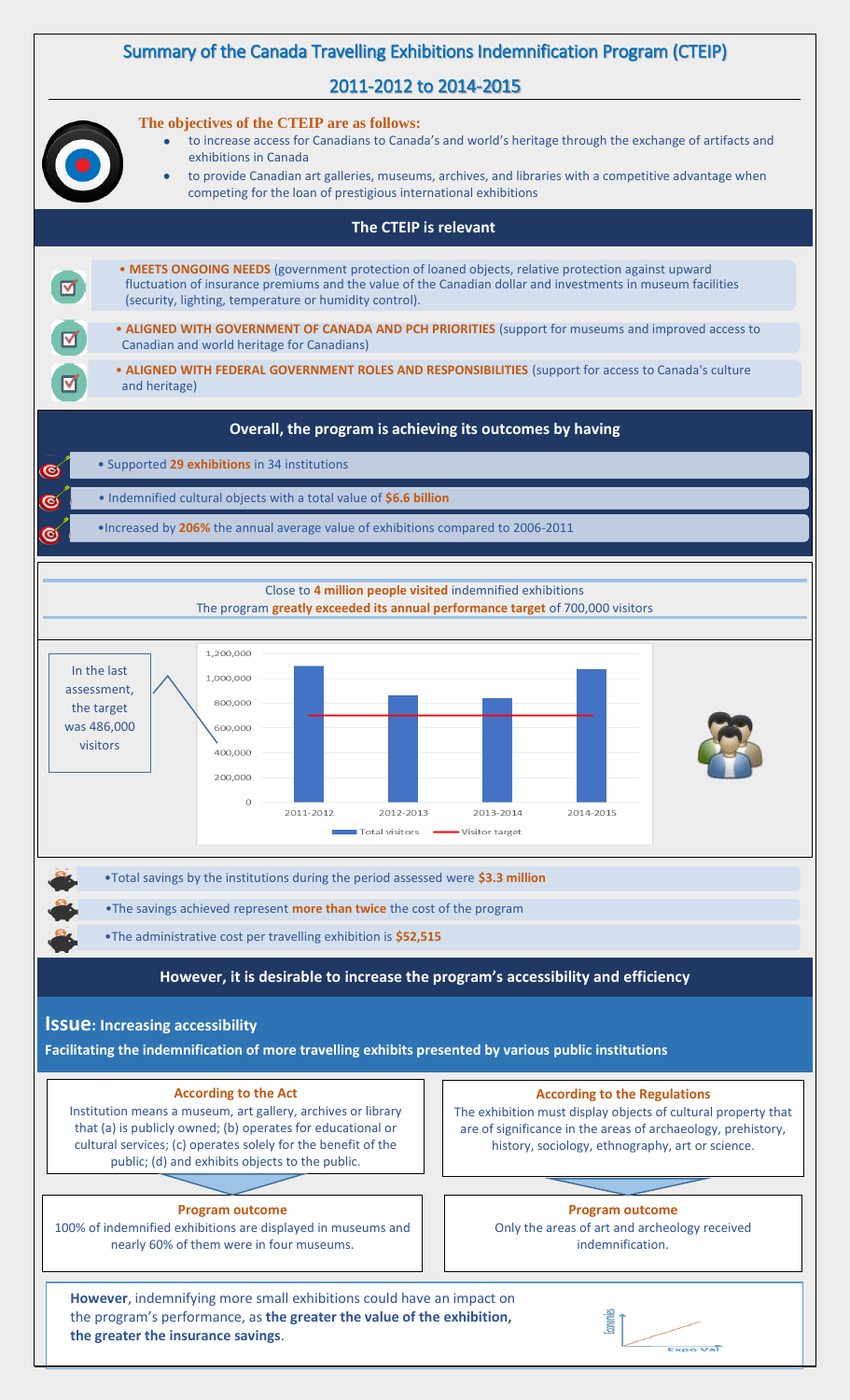# Summary of the Canada Travelling Exhibitions Indemnification Program (CTEIP)

## 2011-2012 to 2014-2015

**The objectives of the CTEIP are as follows:**

- to increase access for Canadians to Canada's and world's heritage through the exchange of artifacts and exhibitions in Canada
- to provide Canadian art galleries, museums, archives, and libraries with a competitive advantage when competing for the loan of prestigious international exhibitions

## The CTEIP is relevant

- **MEETS ONGOING NEEDS** (government protection of loaned objects, relative protection against upward fluctuation of insurance premiums and the value of the Canadian dollar and investments in museum facilities (security, lighting, temperature or humidity control).
- **ALIGNED WITH GOVERNMENT OF CANADA AND PCH PRIORITIES** (support for museums and improved access to Canadian and world heritage for Canadians)
- **ALIGNED WITH FEDERAL GOVERNMENT ROLES AND RESPONSIBILITIES** (support for access to Canada's culture and heritage)

## Overall, the program is achieving its outcomes by having

- Supported **29 exhibitions** in 34 institutions
- Indemnified cultural objects with a total value of **$6.6 billion**
- Increased by **206%** the annual average value of exhibitions compared to 2006-2011

Close to **4 million people visited** indemnified exhibitions

The program **greatly exceeded its annual performance target** of 700,000 visitors

In the last assessment, the target was 486,000 visitors

| Year | Total visitors (approx.) | Visitor target |
|---|---|---|
| 2011-2012 | ~1,100,000 | 700,000 |
| 2012-2013 | ~870,000 | 700,000 |
| 2013-2014 | ~850,000 | 700,000 |
| 2014-2015 | ~1,080,000 | 700,000 |

- Total savings by the institutions during the period assessed were **$3.3 million**
- The savings achieved represent **more than twice** the cost of the program
- The administrative cost per travelling exhibition is **$52,515**

## However, it is desirable to increase the program's accessibility and efficiency

## Issue: Increasing accessibility

**Facilitating the indemnification of more travelling exhibits presented by various public institutions**

**According to the Act**

Institution means a museum, art gallery, archives or library that (a) is publicly owned; (b) operates for educational or cultural services; (c) operates solely for the benefit of the public; (d) and exhibits objects to the public.

**Program outcome**

100% of indemnified exhibitions are displayed in museums and nearly 60% of them were in four museums.

**According to the Regulations**

The exhibition must display objects of cultural property that are of significance in the areas of archaeology, prehistory, history, sociology, ethnography, art or science.

**Program outcome**

Only the areas of art and archeology received indemnification.

**However**, indemnifying more small exhibitions could have an impact on the program's performance, as **the greater the value of the exhibition, the greater the insurance savings**.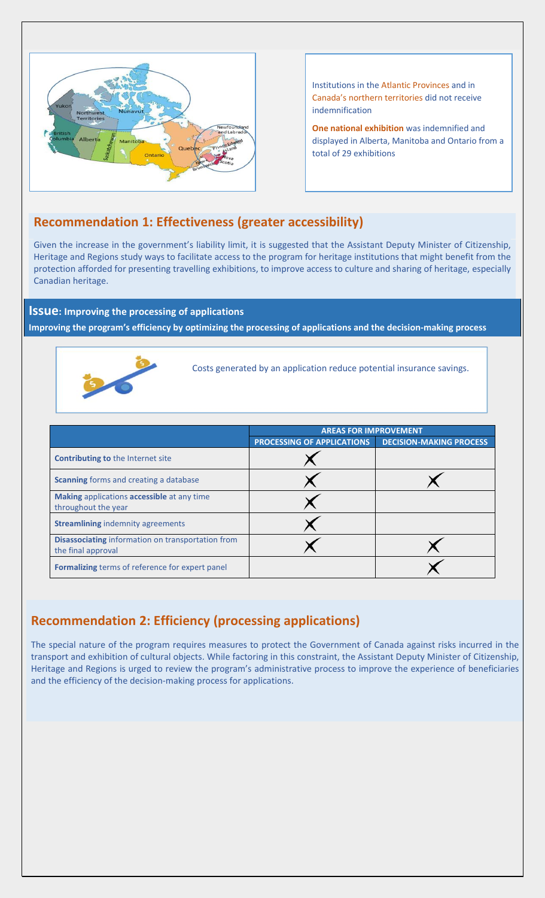Institutions in the Atlantic Provinces and in Canada's northern territories did not receive indemnification

**One national exhibition** was indemnified and displayed in Alberta, Manitoba and Ontario from a total of 29 exhibitions

## Recommendation 1: Effectiveness (greater accessibility)

Given the increase in the government's liability limit, it is suggested that the Assistant Deputy Minister of Citizenship, Heritage and Regions study ways to facilitate access to the program for heritage institutions that might benefit from the protection afforded for presenting travelling exhibitions, to improve access to culture and sharing of heritage, especially Canadian heritage.

## Issue: Improving the processing of applications

**Improving the program's efficiency by optimizing the processing of applications and the decision-making process**

Costs generated by an application reduce potential insurance savings.

| | AREAS FOR IMPROVEMENT | |
|---|---|---|
| | PROCESSING OF APPLICATIONS | DECISION-MAKING PROCESS |
| **Contributing to** the Internet site | ✗ | |
| **Scanning** forms and creating a database | ✗ | ✗ |
| **Making** applications **accessible** at any time throughout the year | ✗ | |
| **Streamlining** indemnity agreements | ✗ | |
| **Disassociating** information on transportation from the final approval | ✗ | ✗ |
| **Formalizing** terms of reference for expert panel | | ✗ |

## Recommendation 2: Efficiency (processing applications)

The special nature of the program requires measures to protect the Government of Canada against risks incurred in the transport and exhibition of cultural objects. While factoring in this constraint, the Assistant Deputy Minister of Citizenship, Heritage and Regions is urged to review the program's administrative process to improve the experience of beneficiaries and the efficiency of the decision-making process for applications.